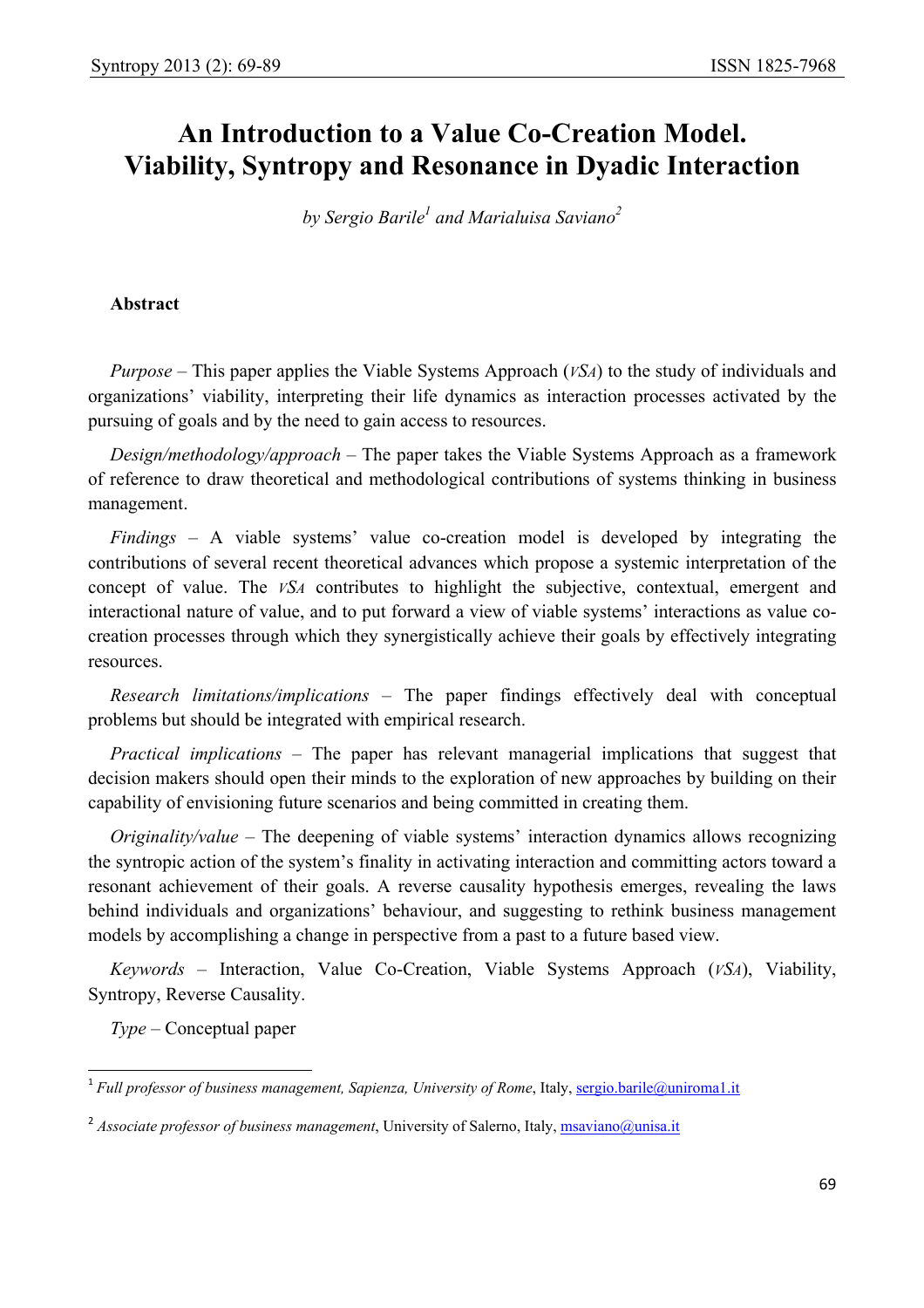# An Introduction to a Value Co-Creation Model. Viability, Syntropy and Resonance in Dyadic Interaction

*by Sergio Barile[1] and Marialuisa Saviano[2]*

**Abstract**

*Purpose* – This paper applies the Viable Systems Approach (*VSA*) to the study of individuals and organizations' viability, interpreting their life dynamics as interaction processes activated by the pursuing of goals and by the need to gain access to resources.

*Design/methodology/approach* – The paper takes the Viable Systems Approach as a framework of reference to draw theoretical and methodological contributions of systems thinking in business management.

*Findings* – A viable systems' value co-creation model is developed by integrating the contributions of several recent theoretical advances which propose a systemic interpretation of the concept of value. The *VSA* contributes to highlight the subjective, contextual, emergent and interactional nature of value, and to put forward a view of viable systems' interactions as value co-creation processes through which they synergistically achieve their goals by effectively integrating resources.

*Research limitations/implications* – The paper findings effectively deal with conceptual problems but should be integrated with empirical research.

*Practical implications* – The paper has relevant managerial implications that suggest that decision makers should open their minds to the exploration of new approaches by building on their capability of envisioning future scenarios and being committed in creating them.

*Originality/value* – The deepening of viable systems' interaction dynamics allows recognizing the syntropic action of the system's finality in activating interaction and committing actors toward a resonant achievement of their goals. A reverse causality hypothesis emerges, revealing the laws behind individuals and organizations' behaviour, and suggesting to rethink business management models by accomplishing a change in perspective from a past to a future based view.

*Keywords* – Interaction, Value Co-Creation, Viable Systems Approach (*VSA*), Viability, Syntropy, Reverse Causality.

*Type* – Conceptual paper

---

[1] *Full professor of business management, Sapienza, University of Rome*, Italy, sergio.barile@uniroma1.it

[2] *Associate professor of business management*, University of Salerno, Italy, msaviano@unisa.it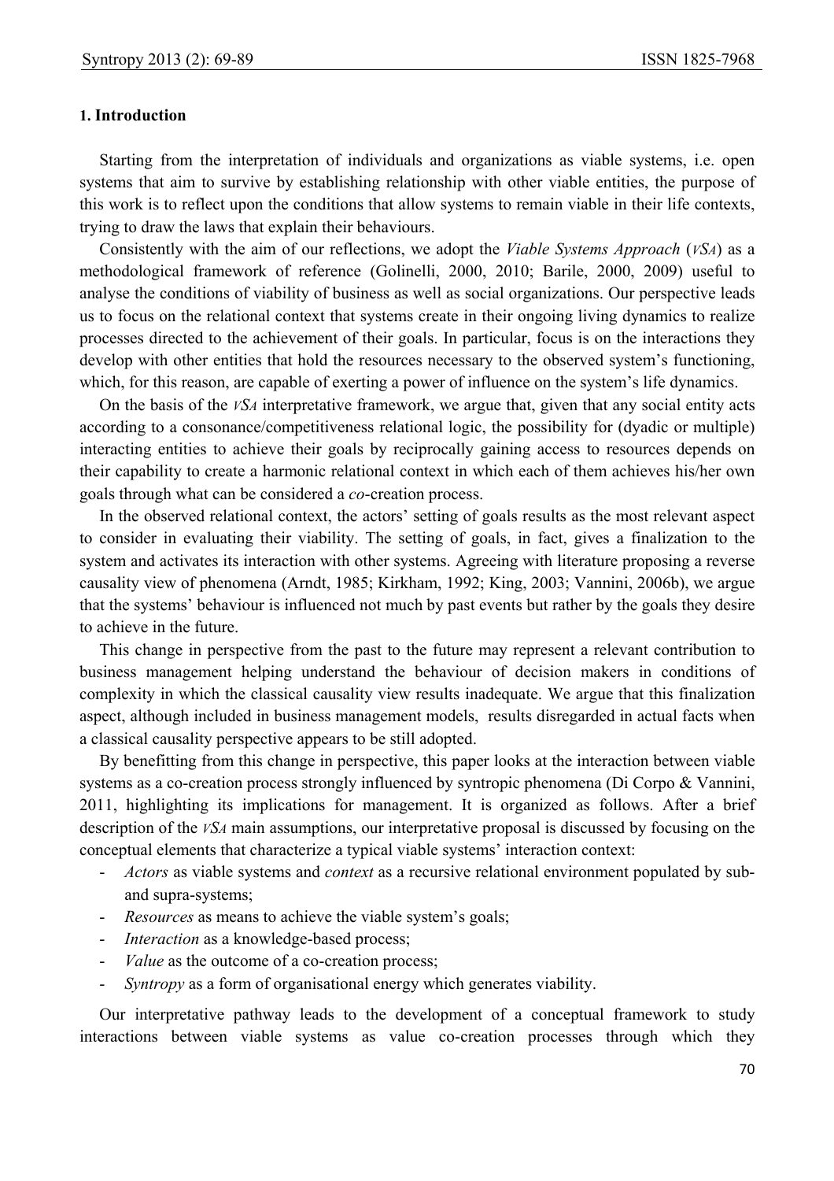## 1. Introduction

Starting from the interpretation of individuals and organizations as viable systems, i.e. open systems that aim to survive by establishing relationship with other viable entities, the purpose of this work is to reflect upon the conditions that allow systems to remain viable in their life contexts, trying to draw the laws that explain their behaviours.

Consistently with the aim of our reflections, we adopt the *Viable Systems Approach* (*VSA*) as a methodological framework of reference (Golinelli, 2000, 2010; Barile, 2000, 2009) useful to analyse the conditions of viability of business as well as social organizations. Our perspective leads us to focus on the relational context that systems create in their ongoing living dynamics to realize processes directed to the achievement of their goals. In particular, focus is on the interactions they develop with other entities that hold the resources necessary to the observed system's functioning, which, for this reason, are capable of exerting a power of influence on the system's life dynamics.

On the basis of the *VSA* interpretative framework, we argue that, given that any social entity acts according to a consonance/competitiveness relational logic, the possibility for (dyadic or multiple) interacting entities to achieve their goals by reciprocally gaining access to resources depends on their capability to create a harmonic relational context in which each of them achieves his/her own goals through what can be considered a *co*-creation process.

In the observed relational context, the actors' setting of goals results as the most relevant aspect to consider in evaluating their viability. The setting of goals, in fact, gives a finalization to the system and activates its interaction with other systems. Agreeing with literature proposing a reverse causality view of phenomena (Arndt, 1985; Kirkham, 1992; King, 2003; Vannini, 2006b), we argue that the systems' behaviour is influenced not much by past events but rather by the goals they desire to achieve in the future.

This change in perspective from the past to the future may represent a relevant contribution to business management helping understand the behaviour of decision makers in conditions of complexity in which the classical causality view results inadequate. We argue that this finalization aspect, although included in business management models, results disregarded in actual facts when a classical causality perspective appears to be still adopted.

By benefitting from this change in perspective, this paper looks at the interaction between viable systems as a co-creation process strongly influenced by syntropic phenomena (Di Corpo & Vannini, 2011, highlighting its implications for management. It is organized as follows. After a brief description of the *VSA* main assumptions, our interpretative proposal is discussed by focusing on the conceptual elements that characterize a typical viable systems' interaction context:

- *Actors* as viable systems and *context* as a recursive relational environment populated by sub- and supra-systems;
- *Resources* as means to achieve the viable system's goals;
- *Interaction* as a knowledge-based process;
- *Value* as the outcome of a co-creation process;
- *Syntropy* as a form of organisational energy which generates viability.

Our interpretative pathway leads to the development of a conceptual framework to study interactions between viable systems as value co-creation processes through which they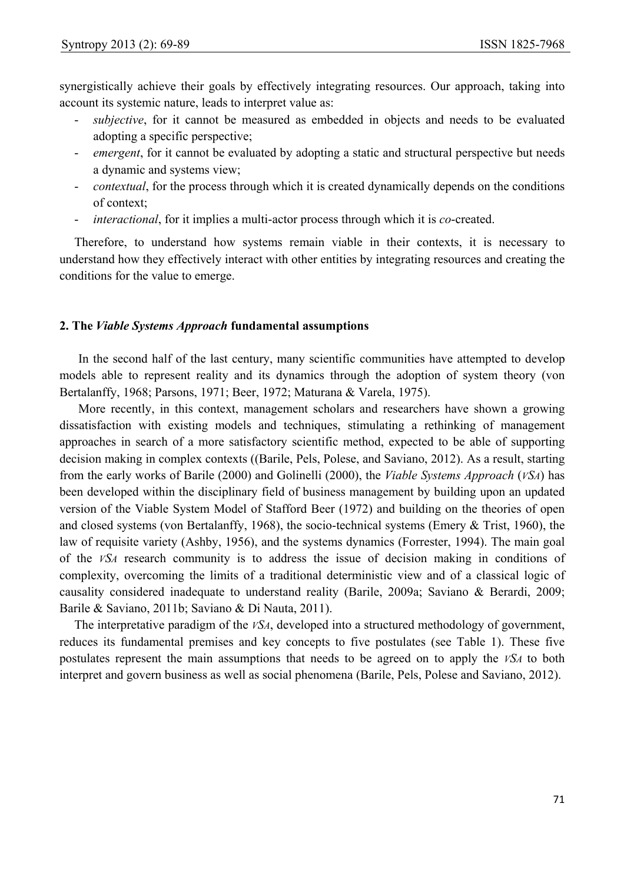synergistically achieve their goals by effectively integrating resources. Our approach, taking into account its systemic nature, leads to interpret value as:

- *subjective*, for it cannot be measured as embedded in objects and needs to be evaluated adopting a specific perspective;
- *emergent*, for it cannot be evaluated by adopting a static and structural perspective but needs a dynamic and systems view;
- *contextual*, for the process through which it is created dynamically depends on the conditions of context;
- *interactional*, for it implies a multi-actor process through which it is *co*-created.

Therefore, to understand how systems remain viable in their contexts, it is necessary to understand how they effectively interact with other entities by integrating resources and creating the conditions for the value to emerge.

## 2. The *Viable Systems Approach* fundamental assumptions

In the second half of the last century, many scientific communities have attempted to develop models able to represent reality and its dynamics through the adoption of system theory (von Bertalanffy, 1968; Parsons, 1971; Beer, 1972; Maturana & Varela, 1975).

More recently, in this context, management scholars and researchers have shown a growing dissatisfaction with existing models and techniques, stimulating a rethinking of management approaches in search of a more satisfactory scientific method, expected to be able of supporting decision making in complex contexts ((Barile, Pels, Polese, and Saviano, 2012). As a result, starting from the early works of Barile (2000) and Golinelli (2000), the *Viable Systems Approach* (*VSA*) has been developed within the disciplinary field of business management by building upon an updated version of the Viable System Model of Stafford Beer (1972) and building on the theories of open and closed systems (von Bertalanffy, 1968), the socio-technical systems (Emery & Trist, 1960), the law of requisite variety (Ashby, 1956), and the systems dynamics (Forrester, 1994). The main goal of the *VSA* research community is to address the issue of decision making in conditions of complexity, overcoming the limits of a traditional deterministic view and of a classical logic of causality considered inadequate to understand reality (Barile, 2009a; Saviano & Berardi, 2009; Barile & Saviano, 2011b; Saviano & Di Nauta, 2011).

The interpretative paradigm of the *VSA*, developed into a structured methodology of government, reduces its fundamental premises and key concepts to five postulates (see Table 1). These five postulates represent the main assumptions that needs to be agreed on to apply the *VSA* to both interpret and govern business as well as social phenomena (Barile, Pels, Polese and Saviano, 2012).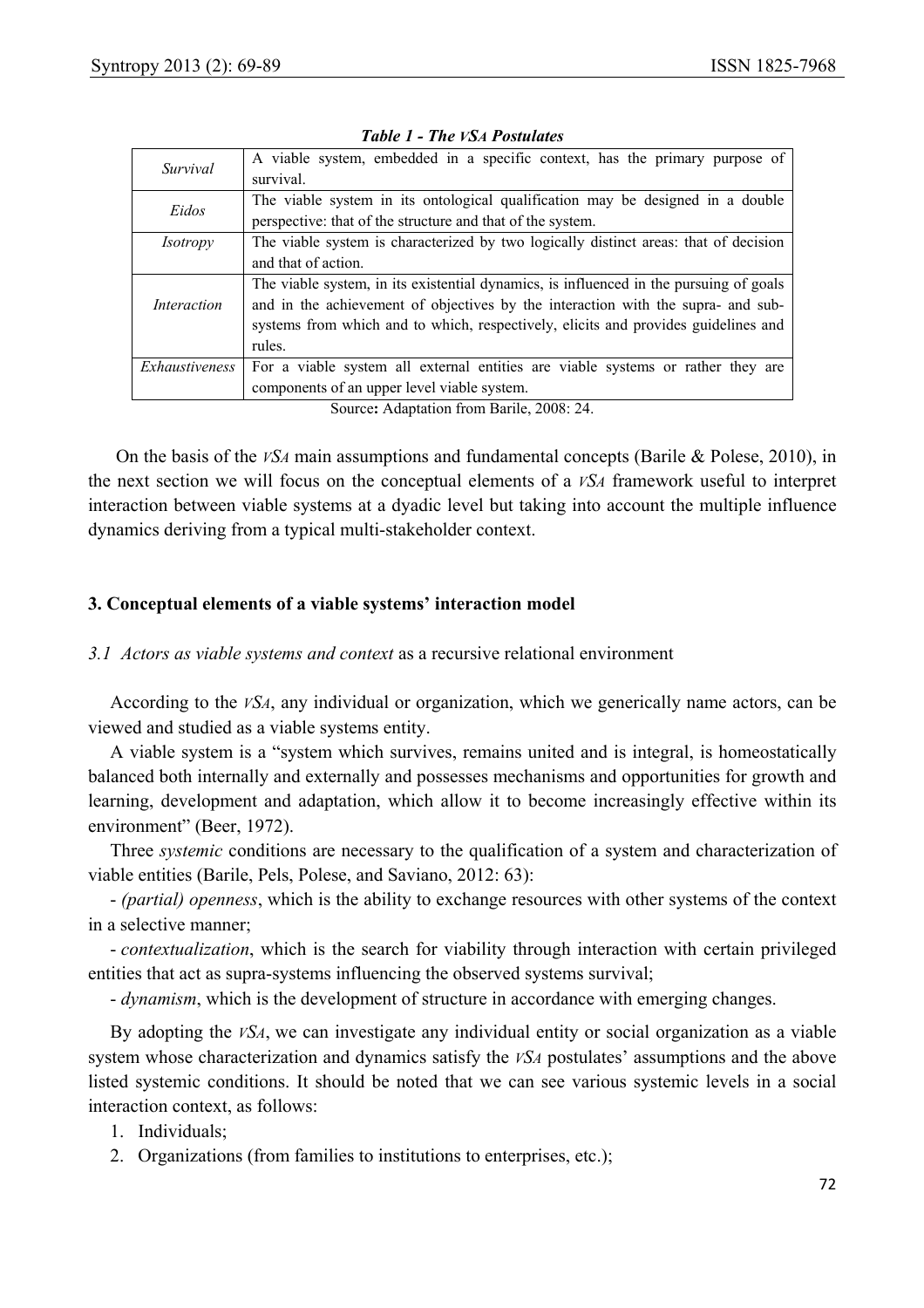***Table 1 - The VSA Postulates***

| | |
|---|---|
| *Survival* | A viable system, embedded in a specific context, has the primary purpose of survival. |
| *Eidos* | The viable system in its ontological qualification may be designed in a double perspective: that of the structure and that of the system. |
| *Isotropy* | The viable system is characterized by two logically distinct areas: that of decision and that of action. |
| *Interaction* | The viable system, in its existential dynamics, is influenced in the pursuing of goals and in the achievement of objectives by the interaction with the supra- and sub-systems from which and to which, respectively, elicits and provides guidelines and rules. |
| *Exhaustiveness* | For a viable system all external entities are viable systems or rather they are components of an upper level viable system. |

Source**:** Adaptation from Barile, 2008: 24.

On the basis of the *VSA* main assumptions and fundamental concepts (Barile & Polese, 2010), in the next section we will focus on the conceptual elements of a *VSA* framework useful to interpret interaction between viable systems at a dyadic level but taking into account the multiple influence dynamics deriving from a typical multi-stakeholder context.

## 3. Conceptual elements of a viable systems' interaction model

### *3.1 Actors as viable systems and context* as a recursive relational environment

According to the *VSA*, any individual or organization, which we generically name actors, can be viewed and studied as a viable systems entity.

A viable system is a "system which survives, remains united and is integral, is homeostatically balanced both internally and externally and possesses mechanisms and opportunities for growth and learning, development and adaptation, which allow it to become increasingly effective within its environment" (Beer, 1972).

Three *systemic* conditions are necessary to the qualification of a system and characterization of viable entities (Barile, Pels, Polese, and Saviano, 2012: 63):

- *(partial) openness*, which is the ability to exchange resources with other systems of the context in a selective manner;
- *contextualization*, which is the search for viability through interaction with certain privileged entities that act as supra-systems influencing the observed systems survival;
- *dynamism*, which is the development of structure in accordance with emerging changes.

By adopting the *VSA*, we can investigate any individual entity or social organization as a viable system whose characterization and dynamics satisfy the *VSA* postulates' assumptions and the above listed systemic conditions. It should be noted that we can see various systemic levels in a social interaction context, as follows:

1. Individuals;
2. Organizations (from families to institutions to enterprises, etc.);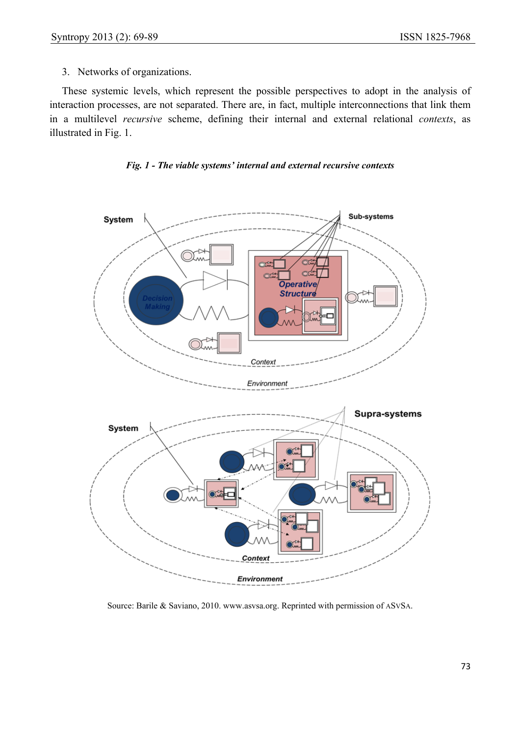3. Networks of organizations.

These systemic levels, which represent the possible perspectives to adopt in the analysis of interaction processes, are not separated. There are, in fact, multiple interconnections that link them in a multilevel *recursive* scheme, defining their internal and external relational *contexts*, as illustrated in Fig. 1.

***Fig. 1 - The viable systems' internal and external recursive contexts***

Source: Barile & Saviano, 2010. www.asvsa.org. Reprinted with permission of ASVSA.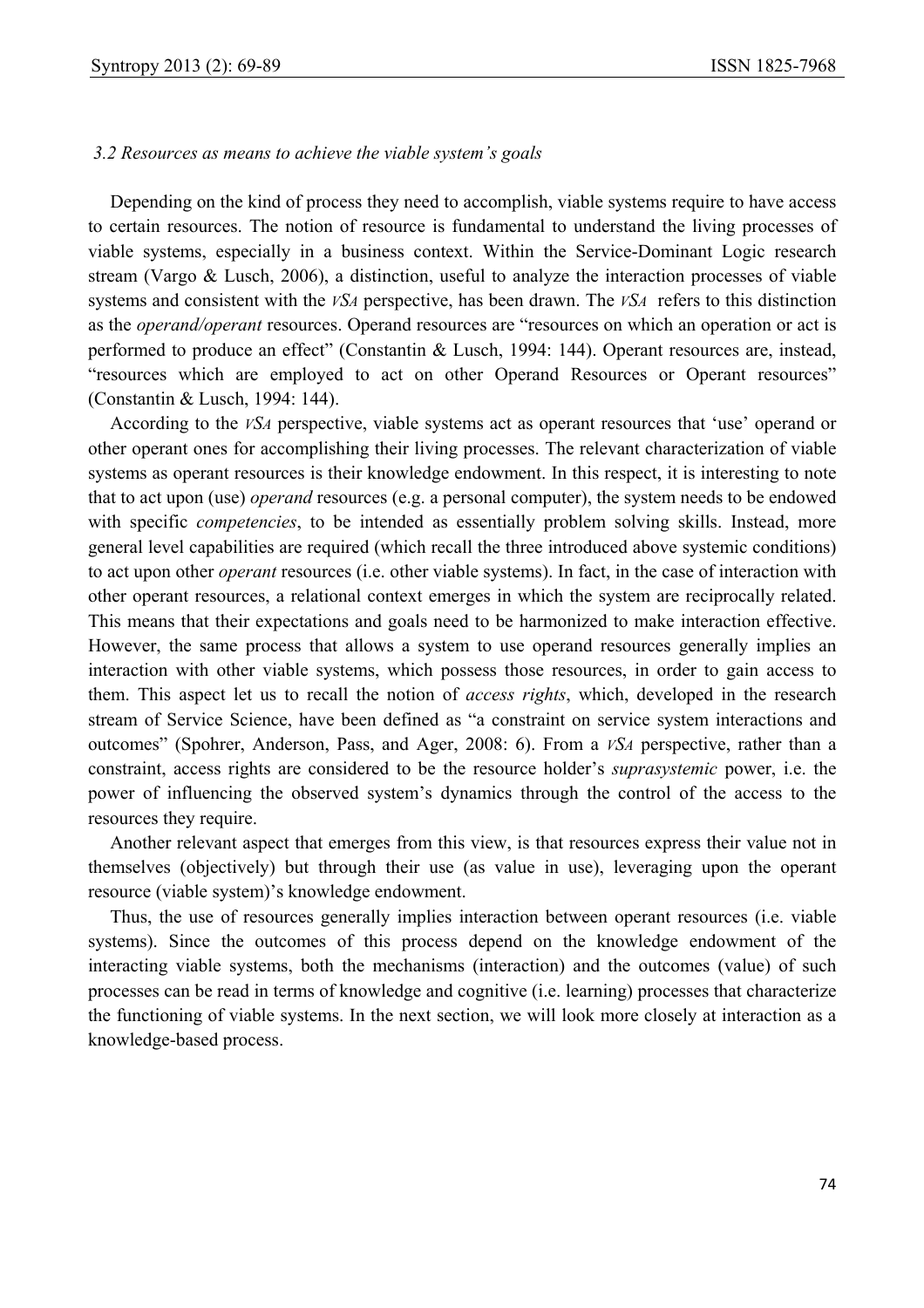### *3.2 Resources as means to achieve the viable system's goals*

Depending on the kind of process they need to accomplish, viable systems require to have access to certain resources. The notion of resource is fundamental to understand the living processes of viable systems, especially in a business context. Within the Service-Dominant Logic research stream (Vargo & Lusch, 2006), a distinction, useful to analyze the interaction processes of viable systems and consistent with the *VSA* perspective, has been drawn. The *VSA* refers to this distinction as the *operand/operant* resources. Operand resources are "resources on which an operation or act is performed to produce an effect" (Constantin & Lusch, 1994: 144). Operant resources are, instead, "resources which are employed to act on other Operand Resources or Operant resources" (Constantin & Lusch, 1994: 144).

According to the *VSA* perspective, viable systems act as operant resources that 'use' operand or other operant ones for accomplishing their living processes. The relevant characterization of viable systems as operant resources is their knowledge endowment. In this respect, it is interesting to note that to act upon (use) *operand* resources (e.g. a personal computer), the system needs to be endowed with specific *competencies*, to be intended as essentially problem solving skills. Instead, more general level capabilities are required (which recall the three introduced above systemic conditions) to act upon other *operant* resources (i.e. other viable systems). In fact, in the case of interaction with other operant resources, a relational context emerges in which the system are reciprocally related. This means that their expectations and goals need to be harmonized to make interaction effective. However, the same process that allows a system to use operand resources generally implies an interaction with other viable systems, which possess those resources, in order to gain access to them. This aspect let us to recall the notion of *access rights*, which, developed in the research stream of Service Science, have been defined as "a constraint on service system interactions and outcomes" (Spohrer, Anderson, Pass, and Ager, 2008: 6). From a *VSA* perspective, rather than a constraint, access rights are considered to be the resource holder's *suprasystemic* power, i.e. the power of influencing the observed system's dynamics through the control of the access to the resources they require.

Another relevant aspect that emerges from this view, is that resources express their value not in themselves (objectively) but through their use (as value in use), leveraging upon the operant resource (viable system)'s knowledge endowment.

Thus, the use of resources generally implies interaction between operant resources (i.e. viable systems). Since the outcomes of this process depend on the knowledge endowment of the interacting viable systems, both the mechanisms (interaction) and the outcomes (value) of such processes can be read in terms of knowledge and cognitive (i.e. learning) processes that characterize the functioning of viable systems. In the next section, we will look more closely at interaction as a knowledge-based process.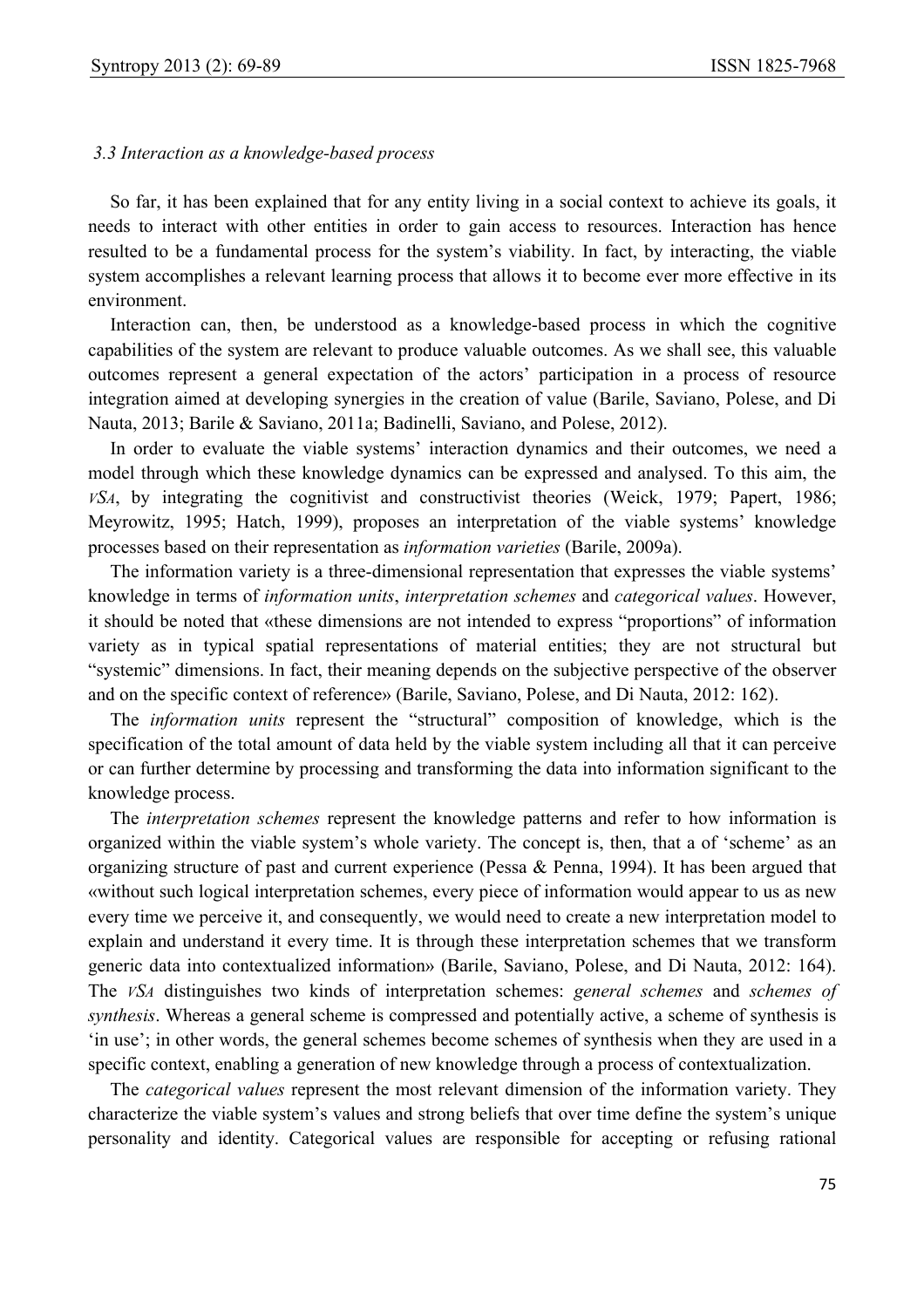### *3.3 Interaction as a knowledge-based process*

So far, it has been explained that for any entity living in a social context to achieve its goals, it needs to interact with other entities in order to gain access to resources. Interaction has hence resulted to be a fundamental process for the system's viability. In fact, by interacting, the viable system accomplishes a relevant learning process that allows it to become ever more effective in its environment.

Interaction can, then, be understood as a knowledge-based process in which the cognitive capabilities of the system are relevant to produce valuable outcomes. As we shall see, this valuable outcomes represent a general expectation of the actors' participation in a process of resource integration aimed at developing synergies in the creation of value (Barile, Saviano, Polese, and Di Nauta, 2013; Barile & Saviano, 2011a; Badinelli, Saviano, and Polese, 2012).

In order to evaluate the viable systems' interaction dynamics and their outcomes, we need a model through which these knowledge dynamics can be expressed and analysed. To this aim, the *VSA*, by integrating the cognitivist and constructivist theories (Weick, 1979; Papert, 1986; Meyrowitz, 1995; Hatch, 1999), proposes an interpretation of the viable systems' knowledge processes based on their representation as *information varieties* (Barile, 2009a).

The information variety is a three-dimensional representation that expresses the viable systems' knowledge in terms of *information units*, *interpretation schemes* and *categorical values*. However, it should be noted that «these dimensions are not intended to express "proportions" of information variety as in typical spatial representations of material entities; they are not structural but "systemic" dimensions. In fact, their meaning depends on the subjective perspective of the observer and on the specific context of reference» (Barile, Saviano, Polese, and Di Nauta, 2012: 162).

The *information units* represent the "structural" composition of knowledge, which is the specification of the total amount of data held by the viable system including all that it can perceive or can further determine by processing and transforming the data into information significant to the knowledge process.

The *interpretation schemes* represent the knowledge patterns and refer to how information is organized within the viable system's whole variety. The concept is, then, that a of 'scheme' as an organizing structure of past and current experience (Pessa & Penna, 1994). It has been argued that «without such logical interpretation schemes, every piece of information would appear to us as new every time we perceive it, and consequently, we would need to create a new interpretation model to explain and understand it every time. It is through these interpretation schemes that we transform generic data into contextualized information» (Barile, Saviano, Polese, and Di Nauta, 2012: 164). The *VSA* distinguishes two kinds of interpretation schemes: *general schemes* and *schemes of synthesis*. Whereas a general scheme is compressed and potentially active, a scheme of synthesis is 'in use'; in other words, the general schemes become schemes of synthesis when they are used in a specific context, enabling a generation of new knowledge through a process of contextualization.

The *categorical values* represent the most relevant dimension of the information variety. They characterize the viable system's values and strong beliefs that over time define the system's unique personality and identity. Categorical values are responsible for accepting or refusing rational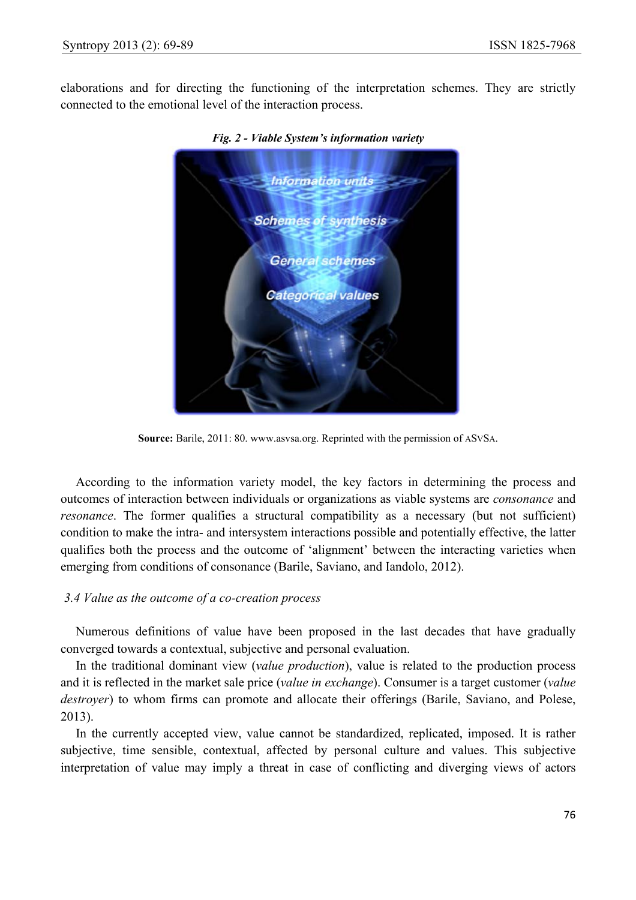elaborations and for directing the functioning of the interpretation schemes. They are strictly connected to the emotional level of the interaction process.

***Fig. 2 - Viable System's information variety***

**Source:** Barile, 2011: 80. www.asvsa.org. Reprinted with the permission of ASVSA.

According to the information variety model, the key factors in determining the process and outcomes of interaction between individuals or organizations as viable systems are *consonance* and *resonance*. The former qualifies a structural compatibility as a necessary (but not sufficient) condition to make the intra- and intersystem interactions possible and potentially effective, the latter qualifies both the process and the outcome of 'alignment' between the interacting varieties when emerging from conditions of consonance (Barile, Saviano, and Iandolo, 2012).

### *3.4 Value as the outcome of a co-creation process*

Numerous definitions of value have been proposed in the last decades that have gradually converged towards a contextual, subjective and personal evaluation.

In the traditional dominant view (*value production*), value is related to the production process and it is reflected in the market sale price (*value in exchange*). Consumer is a target customer (*value destroyer*) to whom firms can promote and allocate their offerings (Barile, Saviano, and Polese, 2013).

In the currently accepted view, value cannot be standardized, replicated, imposed. It is rather subjective, time sensible, contextual, affected by personal culture and values. This subjective interpretation of value may imply a threat in case of conflicting and diverging views of actors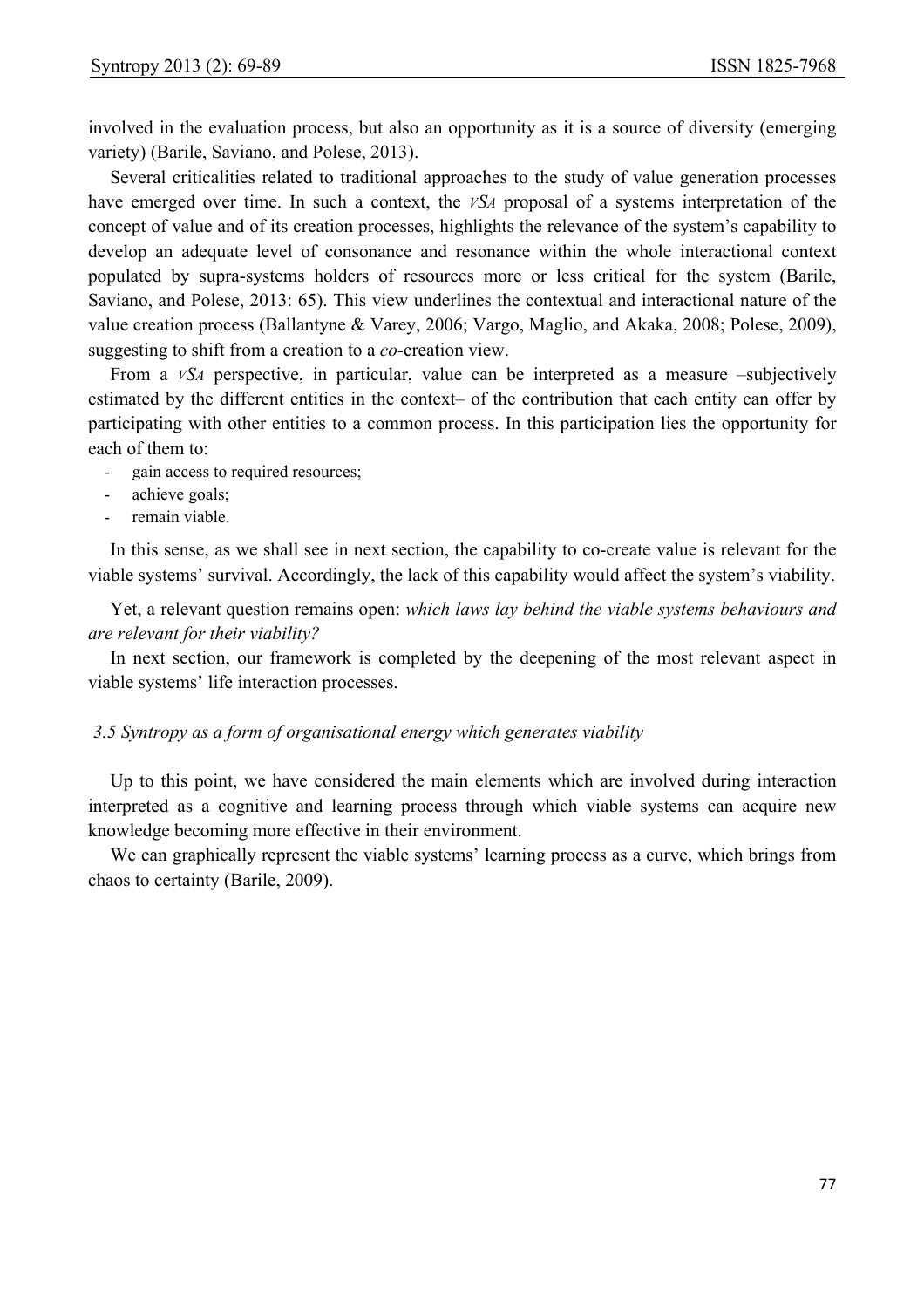involved in the evaluation process, but also an opportunity as it is a source of diversity (emerging variety) (Barile, Saviano, and Polese, 2013).

Several criticalities related to traditional approaches to the study of value generation processes have emerged over time. In such a context, the *VSA* proposal of a systems interpretation of the concept of value and of its creation processes, highlights the relevance of the system's capability to develop an adequate level of consonance and resonance within the whole interactional context populated by supra-systems holders of resources more or less critical for the system (Barile, Saviano, and Polese, 2013: 65). This view underlines the contextual and interactional nature of the value creation process (Ballantyne & Varey, 2006; Vargo, Maglio, and Akaka, 2008; Polese, 2009), suggesting to shift from a creation to a *co*-creation view.

From a *VSA* perspective, in particular, value can be interpreted as a measure –subjectively estimated by the different entities in the context– of the contribution that each entity can offer by participating with other entities to a common process. In this participation lies the opportunity for each of them to:

- gain access to required resources;
- achieve goals;
- remain viable.

In this sense, as we shall see in next section, the capability to co-create value is relevant for the viable systems' survival. Accordingly, the lack of this capability would affect the system's viability.

Yet, a relevant question remains open: *which laws lay behind the viable systems behaviours and are relevant for their viability?*

In next section, our framework is completed by the deepening of the most relevant aspect in viable systems' life interaction processes.

### *3.5 Syntropy as a form of organisational energy which generates viability*

Up to this point, we have considered the main elements which are involved during interaction interpreted as a cognitive and learning process through which viable systems can acquire new knowledge becoming more effective in their environment.

We can graphically represent the viable systems' learning process as a curve, which brings from chaos to certainty (Barile, 2009).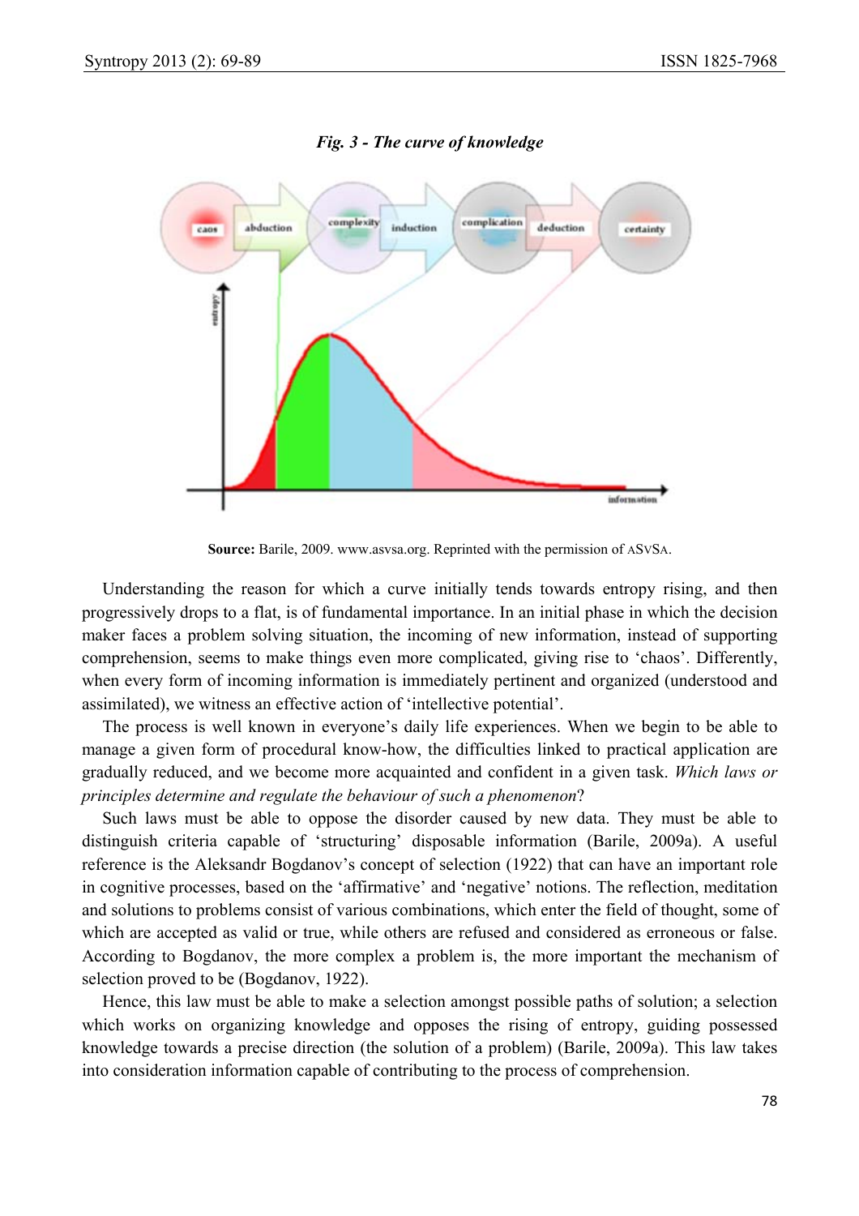*Fig. 3 - The curve of knowledge*

**Source:** Barile, 2009. www.asvsa.org. Reprinted with the permission of ASVSA.

Understanding the reason for which a curve initially tends towards entropy rising, and then progressively drops to a flat, is of fundamental importance. In an initial phase in which the decision maker faces a problem solving situation, the incoming of new information, instead of supporting comprehension, seems to make things even more complicated, giving rise to 'chaos'. Differently, when every form of incoming information is immediately pertinent and organized (understood and assimilated), we witness an effective action of 'intellective potential'.

The process is well known in everyone's daily life experiences. When we begin to be able to manage a given form of procedural know-how, the difficulties linked to practical application are gradually reduced, and we become more acquainted and confident in a given task. *Which laws or principles determine and regulate the behaviour of such a phenomenon*?

Such laws must be able to oppose the disorder caused by new data. They must be able to distinguish criteria capable of 'structuring' disposable information (Barile, 2009a). A useful reference is the Aleksandr Bogdanov's concept of selection (1922) that can have an important role in cognitive processes, based on the 'affirmative' and 'negative' notions. The reflection, meditation and solutions to problems consist of various combinations, which enter the field of thought, some of which are accepted as valid or true, while others are refused and considered as erroneous or false. According to Bogdanov, the more complex a problem is, the more important the mechanism of selection proved to be (Bogdanov, 1922).

Hence, this law must be able to make a selection amongst possible paths of solution; a selection which works on organizing knowledge and opposes the rising of entropy, guiding possessed knowledge towards a precise direction (the solution of a problem) (Barile, 2009a). This law takes into consideration information capable of contributing to the process of comprehension.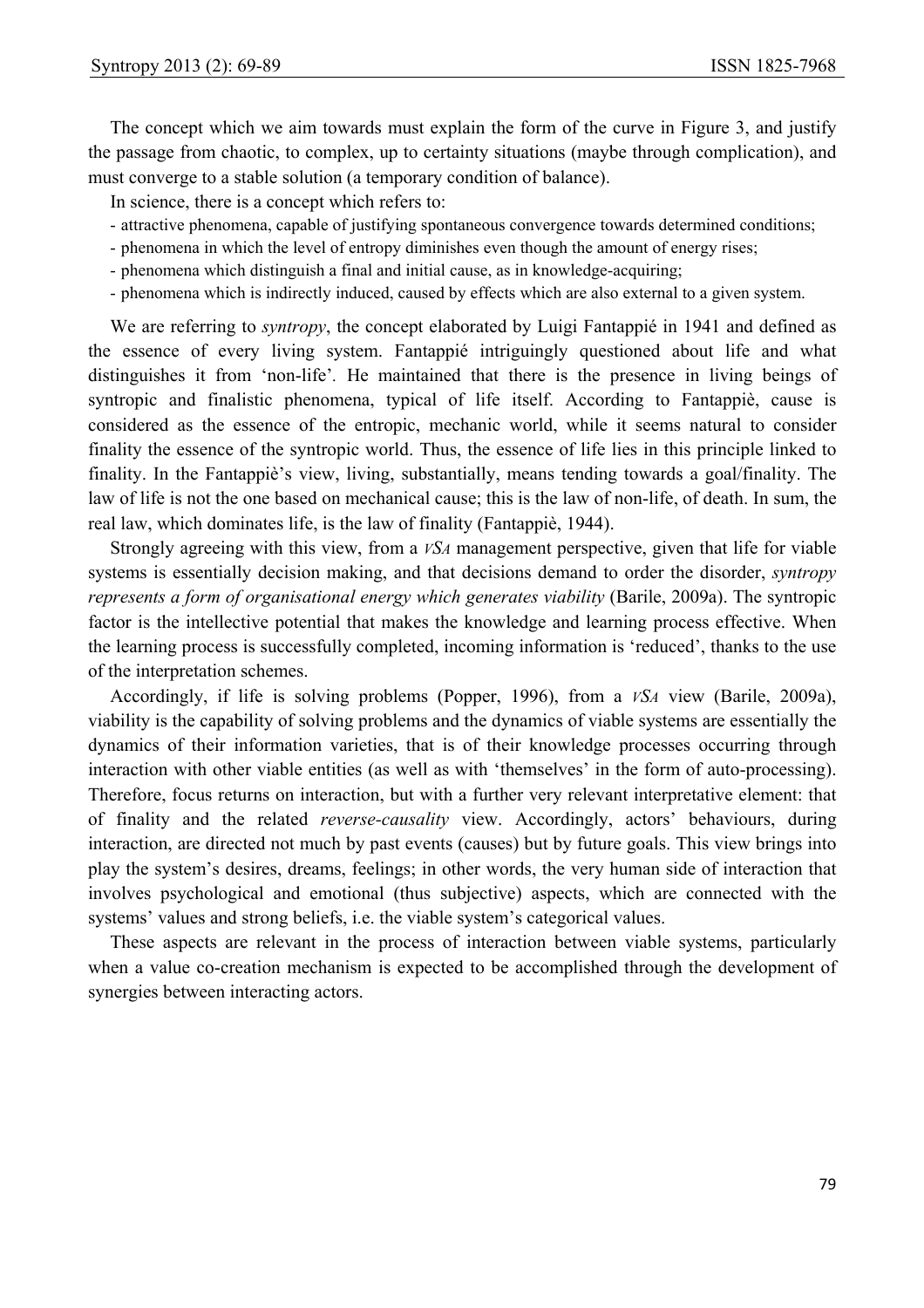The concept which we aim towards must explain the form of the curve in Figure 3, and justify the passage from chaotic, to complex, up to certainty situations (maybe through complication), and must converge to a stable solution (a temporary condition of balance).

In science, there is a concept which refers to:

- attractive phenomena, capable of justifying spontaneous convergence towards determined conditions;
- phenomena in which the level of entropy diminishes even though the amount of energy rises;
- phenomena which distinguish a final and initial cause, as in knowledge-acquiring;
- phenomena which is indirectly induced, caused by effects which are also external to a given system.

We are referring to *syntropy*, the concept elaborated by Luigi Fantappié in 1941 and defined as the essence of every living system. Fantappié intriguingly questioned about life and what distinguishes it from 'non-life'. He maintained that there is the presence in living beings of syntropic and finalistic phenomena, typical of life itself. According to Fantappiè, cause is considered as the essence of the entropic, mechanic world, while it seems natural to consider finality the essence of the syntropic world. Thus, the essence of life lies in this principle linked to finality. In the Fantappiè's view, living, substantially, means tending towards a goal/finality. The law of life is not the one based on mechanical cause; this is the law of non-life, of death. In sum, the real law, which dominates life, is the law of finality (Fantappiè, 1944).

Strongly agreeing with this view, from a *VSA* management perspective, given that life for viable systems is essentially decision making, and that decisions demand to order the disorder, *syntropy represents a form of organisational energy which generates viability* (Barile, 2009a). The syntropic factor is the intellective potential that makes the knowledge and learning process effective. When the learning process is successfully completed, incoming information is 'reduced', thanks to the use of the interpretation schemes.

Accordingly, if life is solving problems (Popper, 1996), from a *VSA* view (Barile, 2009a), viability is the capability of solving problems and the dynamics of viable systems are essentially the dynamics of their information varieties, that is of their knowledge processes occurring through interaction with other viable entities (as well as with 'themselves' in the form of auto-processing). Therefore, focus returns on interaction, but with a further very relevant interpretative element: that of finality and the related *reverse-causality* view. Accordingly, actors' behaviours, during interaction, are directed not much by past events (causes) but by future goals. This view brings into play the system's desires, dreams, feelings; in other words, the very human side of interaction that involves psychological and emotional (thus subjective) aspects, which are connected with the systems' values and strong beliefs, i.e. the viable system's categorical values.

These aspects are relevant in the process of interaction between viable systems, particularly when a value co-creation mechanism is expected to be accomplished through the development of synergies between interacting actors.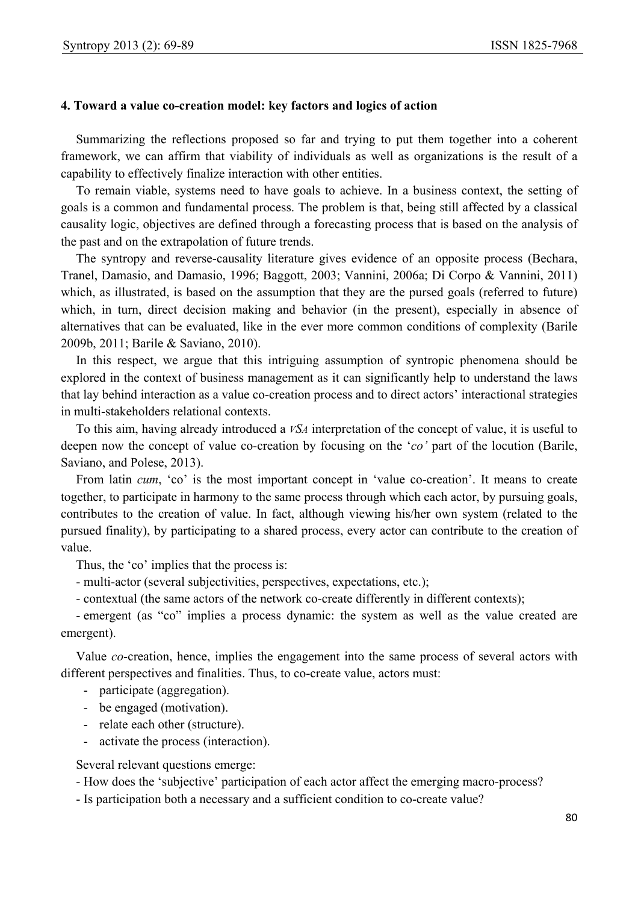### 4. Toward a value co-creation model: key factors and logics of action

Summarizing the reflections proposed so far and trying to put them together into a coherent framework, we can affirm that viability of individuals as well as organizations is the result of a capability to effectively finalize interaction with other entities.

To remain viable, systems need to have goals to achieve. In a business context, the setting of goals is a common and fundamental process. The problem is that, being still affected by a classical causality logic, objectives are defined through a forecasting process that is based on the analysis of the past and on the extrapolation of future trends.

The syntropy and reverse-causality literature gives evidence of an opposite process (Bechara, Tranel, Damasio, and Damasio, 1996; Baggott, 2003; Vannini, 2006a; Di Corpo & Vannini, 2011) which, as illustrated, is based on the assumption that they are the pursed goals (referred to future) which, in turn, direct decision making and behavior (in the present), especially in absence of alternatives that can be evaluated, like in the ever more common conditions of complexity (Barile 2009b, 2011; Barile & Saviano, 2010).

In this respect, we argue that this intriguing assumption of syntropic phenomena should be explored in the context of business management as it can significantly help to understand the laws that lay behind interaction as a value co-creation process and to direct actors' interactional strategies in multi-stakeholders relational contexts.

To this aim, having already introduced a *VSA* interpretation of the concept of value, it is useful to deepen now the concept of value co-creation by focusing on the '*co'* part of the locution (Barile, Saviano, and Polese, 2013).

From latin *cum*, 'co' is the most important concept in 'value co-creation'. It means to create together, to participate in harmony to the same process through which each actor, by pursuing goals, contributes to the creation of value. In fact, although viewing his/her own system (related to the pursued finality), by participating to a shared process, every actor can contribute to the creation of value.

Thus, the 'co' implies that the process is:

- multi-actor (several subjectivities, perspectives, expectations, etc.);
- contextual (the same actors of the network co-create differently in different contexts);
- emergent (as "co" implies a process dynamic: the system as well as the value created are emergent).

Value *co*-creation, hence, implies the engagement into the same process of several actors with different perspectives and finalities. Thus, to co-create value, actors must:

- participate (aggregation).
- be engaged (motivation).
- relate each other (structure).
- activate the process (interaction).

Several relevant questions emerge:

- How does the 'subjective' participation of each actor affect the emerging macro-process?
- Is participation both a necessary and a sufficient condition to co-create value?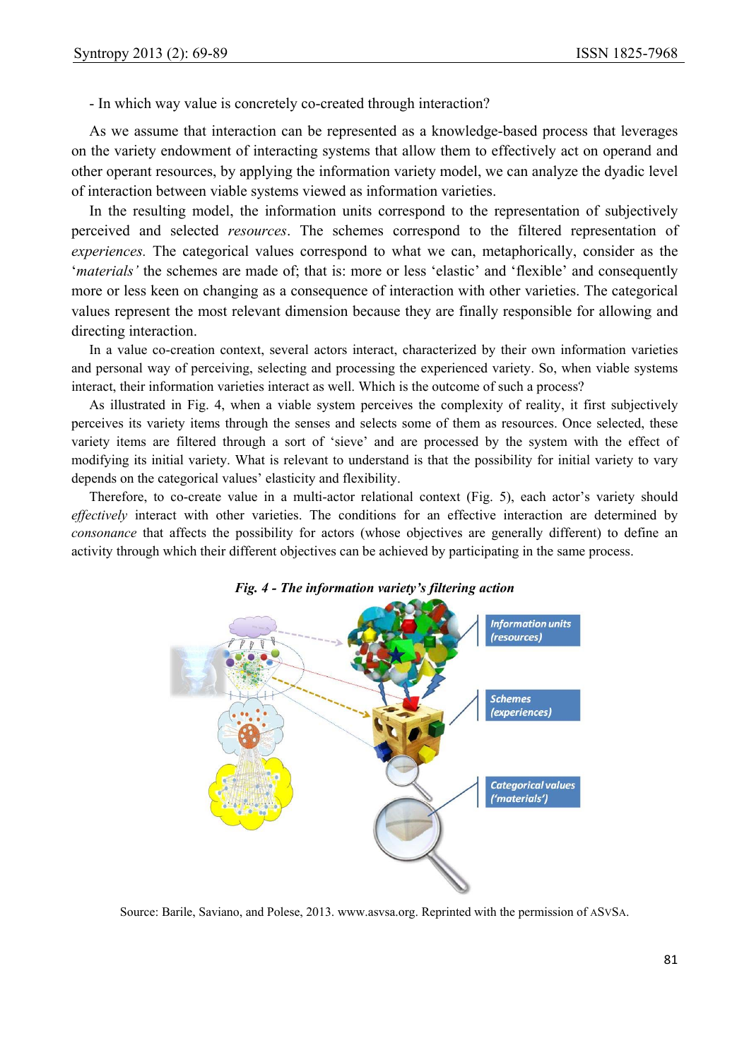- In which way value is concretely co-created through interaction?

As we assume that interaction can be represented as a knowledge-based process that leverages on the variety endowment of interacting systems that allow them to effectively act on operand and other operant resources, by applying the information variety model, we can analyze the dyadic level of interaction between viable systems viewed as information varieties.

In the resulting model, the information units correspond to the representation of subjectively perceived and selected *resources*. The schemes correspond to the filtered representation of *experiences.* The categorical values correspond to what we can, metaphorically, consider as the '*materials'* the schemes are made of; that is: more or less 'elastic' and 'flexible' and consequently more or less keen on changing as a consequence of interaction with other varieties. The categorical values represent the most relevant dimension because they are finally responsible for allowing and directing interaction.

In a value co-creation context, several actors interact, characterized by their own information varieties and personal way of perceiving, selecting and processing the experienced variety. So, when viable systems interact, their information varieties interact as well. Which is the outcome of such a process?

As illustrated in Fig. 4, when a viable system perceives the complexity of reality, it first subjectively perceives its variety items through the senses and selects some of them as resources. Once selected, these variety items are filtered through a sort of 'sieve' and are processed by the system with the effect of modifying its initial variety. What is relevant to understand is that the possibility for initial variety to vary depends on the categorical values' elasticity and flexibility.

Therefore, to co-create value in a multi-actor relational context (Fig. 5), each actor's variety should *effectively* interact with other varieties. The conditions for an effective interaction are determined by *consonance* that affects the possibility for actors (whose objectives are generally different) to define an activity through which their different objectives can be achieved by participating in the same process.

***Fig. 4 - The information variety's filtering action***

Source: Barile, Saviano, and Polese, 2013. www.asvsa.org. Reprinted with the permission of ASVSA.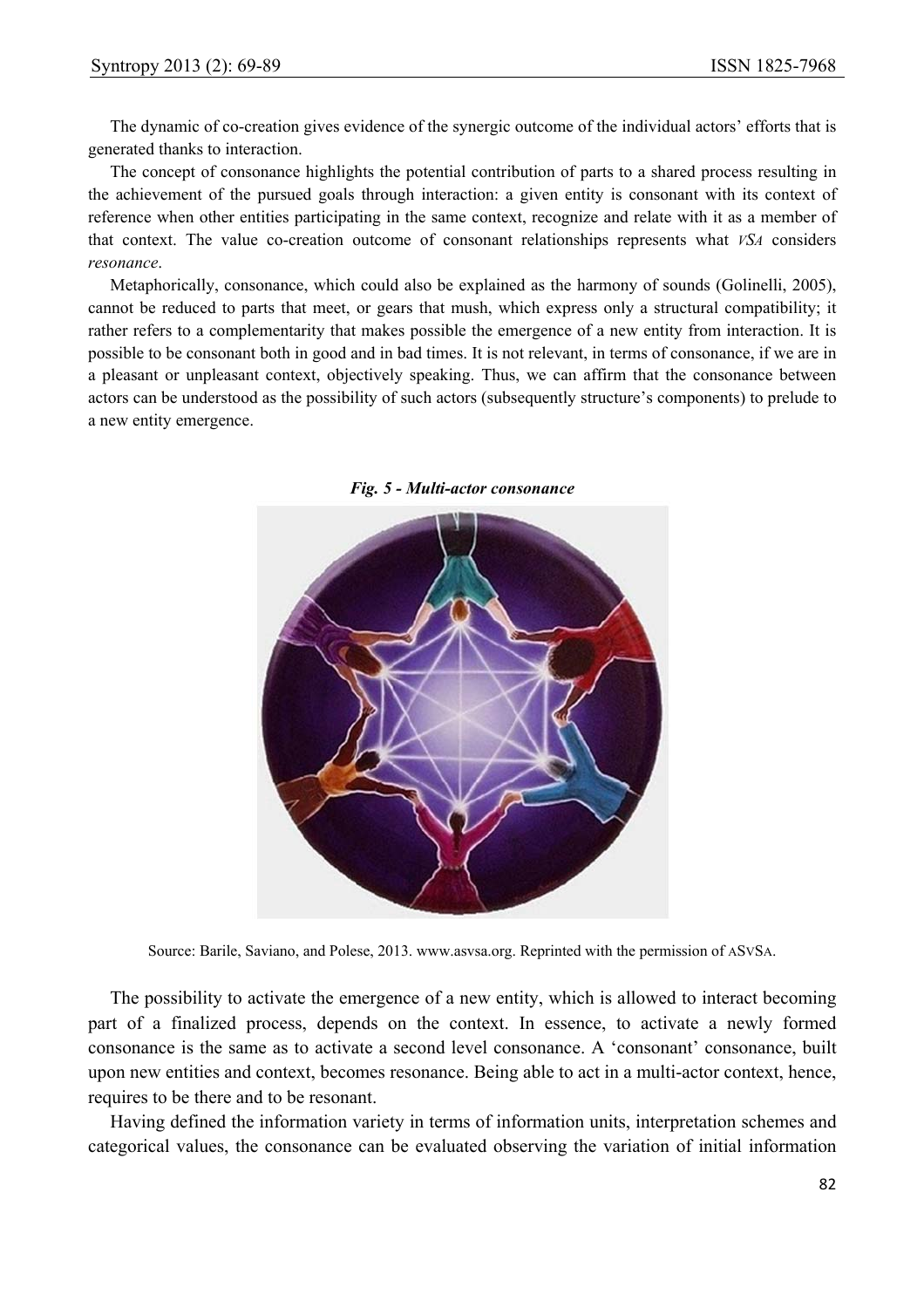The dynamic of co-creation gives evidence of the synergic outcome of the individual actors' efforts that is generated thanks to interaction.

The concept of consonance highlights the potential contribution of parts to a shared process resulting in the achievement of the pursued goals through interaction: a given entity is consonant with its context of reference when other entities participating in the same context, recognize and relate with it as a member of that context. The value co-creation outcome of consonant relationships represents what *VSA* considers *resonance*.

Metaphorically, consonance, which could also be explained as the harmony of sounds (Golinelli, 2005), cannot be reduced to parts that meet, or gears that mush, which express only a structural compatibility; it rather refers to a complementarity that makes possible the emergence of a new entity from interaction. It is possible to be consonant both in good and in bad times. It is not relevant, in terms of consonance, if we are in a pleasant or unpleasant context, objectively speaking. Thus, we can affirm that the consonance between actors can be understood as the possibility of such actors (subsequently structure's components) to prelude to a new entity emergence.

***Fig. 5 - Multi-actor consonance***

Source: Barile, Saviano, and Polese, 2013. www.asvsa.org. Reprinted with the permission of ASVSA.

The possibility to activate the emergence of a new entity, which is allowed to interact becoming part of a finalized process, depends on the context. In essence, to activate a newly formed consonance is the same as to activate a second level consonance. A 'consonant' consonance, built upon new entities and context, becomes resonance. Being able to act in a multi-actor context, hence, requires to be there and to be resonant.

Having defined the information variety in terms of information units, interpretation schemes and categorical values, the consonance can be evaluated observing the variation of initial information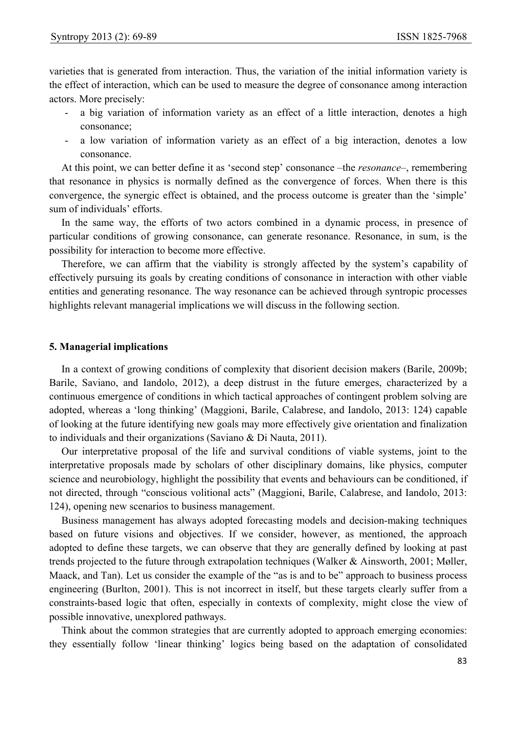varieties that is generated from interaction. Thus, the variation of the initial information variety is the effect of interaction, which can be used to measure the degree of consonance among interaction actors. More precisely:

- a big variation of information variety as an effect of a little interaction, denotes a high consonance;
- a low variation of information variety as an effect of a big interaction, denotes a low consonance.

At this point, we can better define it as 'second step' consonance –the *resonance*–, remembering that resonance in physics is normally defined as the convergence of forces. When there is this convergence, the synergic effect is obtained, and the process outcome is greater than the 'simple' sum of individuals' efforts.

In the same way, the efforts of two actors combined in a dynamic process, in presence of particular conditions of growing consonance, can generate resonance. Resonance, in sum, is the possibility for interaction to become more effective.

Therefore, we can affirm that the viability is strongly affected by the system's capability of effectively pursuing its goals by creating conditions of consonance in interaction with other viable entities and generating resonance. The way resonance can be achieved through syntropic processes highlights relevant managerial implications we will discuss in the following section.

## 5. Managerial implications

In a context of growing conditions of complexity that disorient decision makers (Barile, 2009b; Barile, Saviano, and Iandolo, 2012), a deep distrust in the future emerges, characterized by a continuous emergence of conditions in which tactical approaches of contingent problem solving are adopted, whereas a 'long thinking' (Maggioni, Barile, Calabrese, and Iandolo, 2013: 124) capable of looking at the future identifying new goals may more effectively give orientation and finalization to individuals and their organizations (Saviano & Di Nauta, 2011).

Our interpretative proposal of the life and survival conditions of viable systems, joint to the interpretative proposals made by scholars of other disciplinary domains, like physics, computer science and neurobiology, highlight the possibility that events and behaviours can be conditioned, if not directed, through "conscious volitional acts" (Maggioni, Barile, Calabrese, and Iandolo, 2013: 124), opening new scenarios to business management.

Business management has always adopted forecasting models and decision-making techniques based on future visions and objectives. If we consider, however, as mentioned, the approach adopted to define these targets, we can observe that they are generally defined by looking at past trends projected to the future through extrapolation techniques (Walker & Ainsworth, 2001; Møller, Maack, and Tan). Let us consider the example of the "as is and to be" approach to business process engineering (Burlton, 2001). This is not incorrect in itself, but these targets clearly suffer from a constraints-based logic that often, especially in contexts of complexity, might close the view of possible innovative, unexplored pathways.

Think about the common strategies that are currently adopted to approach emerging economies: they essentially follow 'linear thinking' logics being based on the adaptation of consolidated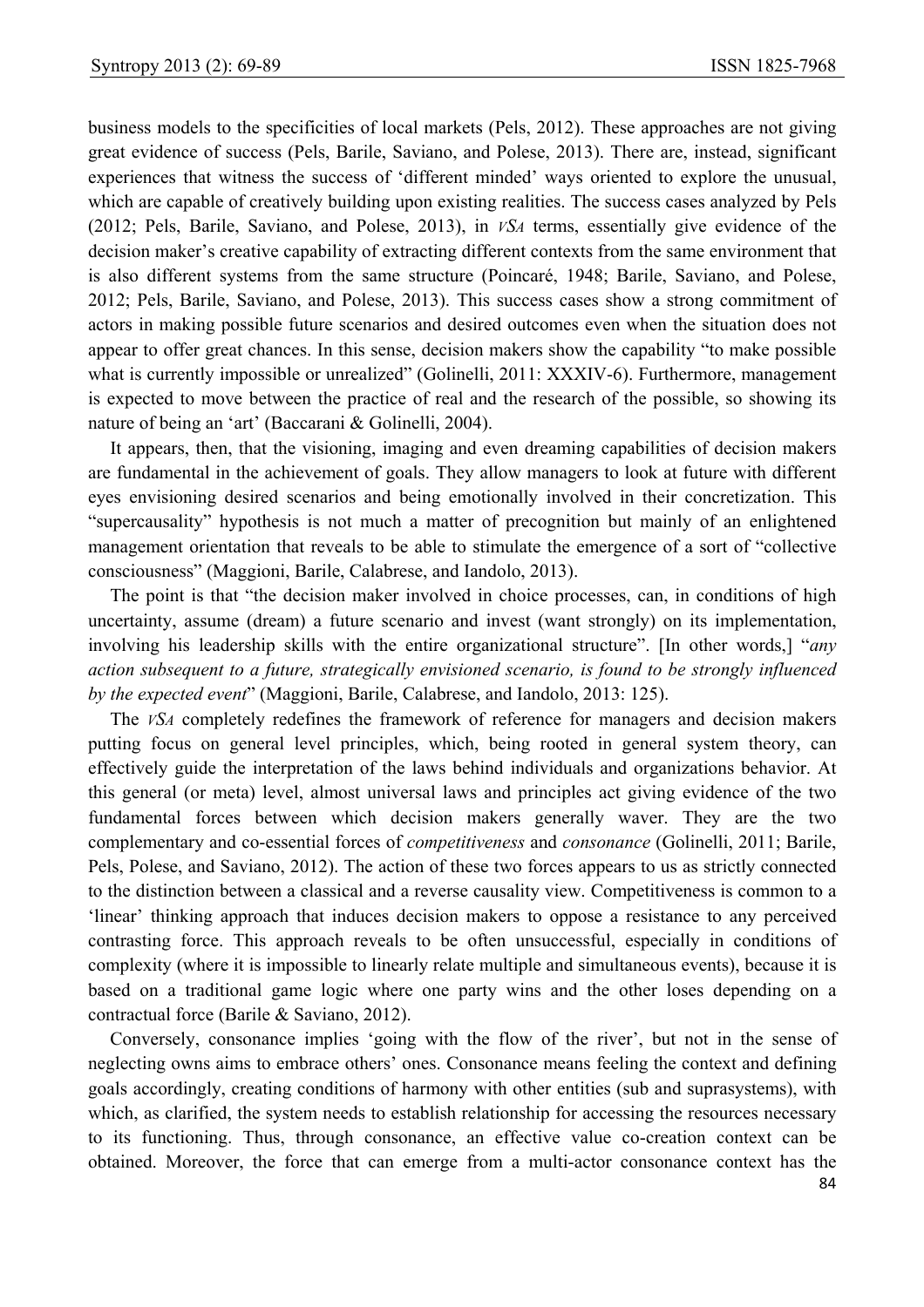business models to the specificities of local markets (Pels, 2012). These approaches are not giving great evidence of success (Pels, Barile, Saviano, and Polese, 2013). There are, instead, significant experiences that witness the success of 'different minded' ways oriented to explore the unusual, which are capable of creatively building upon existing realities. The success cases analyzed by Pels (2012; Pels, Barile, Saviano, and Polese, 2013), in *VSA* terms, essentially give evidence of the decision maker's creative capability of extracting different contexts from the same environment that is also different systems from the same structure (Poincaré, 1948; Barile, Saviano, and Polese, 2012; Pels, Barile, Saviano, and Polese, 2013). This success cases show a strong commitment of actors in making possible future scenarios and desired outcomes even when the situation does not appear to offer great chances. In this sense, decision makers show the capability "to make possible what is currently impossible or unrealized" (Golinelli, 2011: XXXIV-6). Furthermore, management is expected to move between the practice of real and the research of the possible, so showing its nature of being an 'art' (Baccarani & Golinelli, 2004).

It appears, then, that the visioning, imaging and even dreaming capabilities of decision makers are fundamental in the achievement of goals. They allow managers to look at future with different eyes envisioning desired scenarios and being emotionally involved in their concretization. This "supercausality" hypothesis is not much a matter of precognition but mainly of an enlightened management orientation that reveals to be able to stimulate the emergence of a sort of "collective consciousness" (Maggioni, Barile, Calabrese, and Iandolo, 2013).

The point is that "the decision maker involved in choice processes, can, in conditions of high uncertainty, assume (dream) a future scenario and invest (want strongly) on its implementation, involving his leadership skills with the entire organizational structure". [In other words,] "*any action subsequent to a future, strategically envisioned scenario, is found to be strongly influenced by the expected event*" (Maggioni, Barile, Calabrese, and Iandolo, 2013: 125).

The *VSA* completely redefines the framework of reference for managers and decision makers putting focus on general level principles, which, being rooted in general system theory, can effectively guide the interpretation of the laws behind individuals and organizations behavior. At this general (or meta) level, almost universal laws and principles act giving evidence of the two fundamental forces between which decision makers generally waver. They are the two complementary and co-essential forces of *competitiveness* and *consonance* (Golinelli, 2011; Barile, Pels, Polese, and Saviano, 2012). The action of these two forces appears to us as strictly connected to the distinction between a classical and a reverse causality view. Competitiveness is common to a 'linear' thinking approach that induces decision makers to oppose a resistance to any perceived contrasting force. This approach reveals to be often unsuccessful, especially in conditions of complexity (where it is impossible to linearly relate multiple and simultaneous events), because it is based on a traditional game logic where one party wins and the other loses depending on a contractual force (Barile & Saviano, 2012).

Conversely, consonance implies 'going with the flow of the river', but not in the sense of neglecting owns aims to embrace others' ones. Consonance means feeling the context and defining goals accordingly, creating conditions of harmony with other entities (sub and suprasystems), with which, as clarified, the system needs to establish relationship for accessing the resources necessary to its functioning. Thus, through consonance, an effective value co-creation context can be obtained. Moreover, the force that can emerge from a multi-actor consonance context has the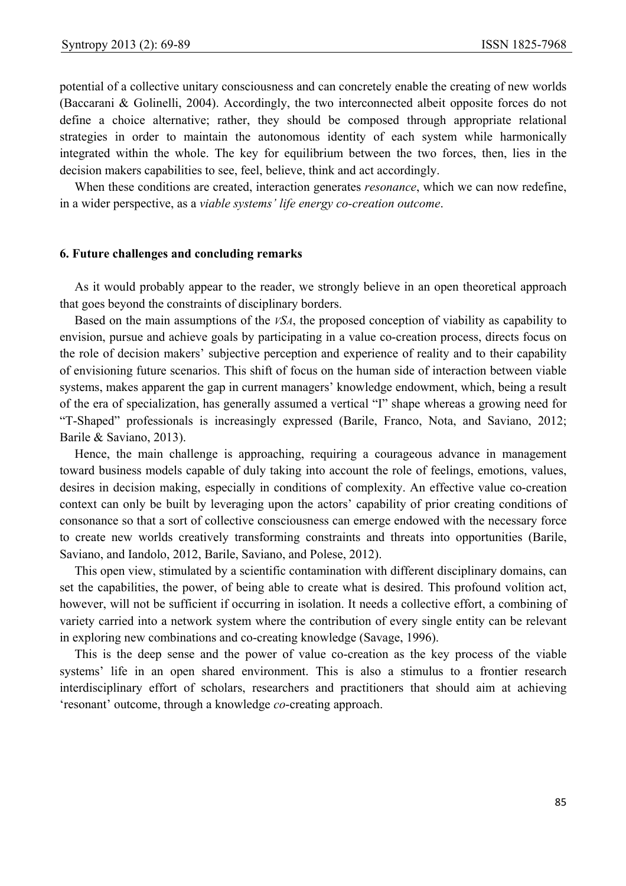potential of a collective unitary consciousness and can concretely enable the creating of new worlds (Baccarani & Golinelli, 2004). Accordingly, the two interconnected albeit opposite forces do not define a choice alternative; rather, they should be composed through appropriate relational strategies in order to maintain the autonomous identity of each system while harmonically integrated within the whole. The key for equilibrium between the two forces, then, lies in the decision makers capabilities to see, feel, believe, think and act accordingly.

When these conditions are created, interaction generates *resonance*, which we can now redefine, in a wider perspective, as a *viable systems' life energy co-creation outcome*.

## 6. Future challenges and concluding remarks

As it would probably appear to the reader, we strongly believe in an open theoretical approach that goes beyond the constraints of disciplinary borders.

Based on the main assumptions of the *VSA*, the proposed conception of viability as capability to envision, pursue and achieve goals by participating in a value co-creation process, directs focus on the role of decision makers' subjective perception and experience of reality and to their capability of envisioning future scenarios. This shift of focus on the human side of interaction between viable systems, makes apparent the gap in current managers' knowledge endowment, which, being a result of the era of specialization, has generally assumed a vertical "I" shape whereas a growing need for "T-Shaped" professionals is increasingly expressed (Barile, Franco, Nota, and Saviano, 2012; Barile & Saviano, 2013).

Hence, the main challenge is approaching, requiring a courageous advance in management toward business models capable of duly taking into account the role of feelings, emotions, values, desires in decision making, especially in conditions of complexity. An effective value co-creation context can only be built by leveraging upon the actors' capability of prior creating conditions of consonance so that a sort of collective consciousness can emerge endowed with the necessary force to create new worlds creatively transforming constraints and threats into opportunities (Barile, Saviano, and Iandolo, 2012, Barile, Saviano, and Polese, 2012).

This open view, stimulated by a scientific contamination with different disciplinary domains, can set the capabilities, the power, of being able to create what is desired. This profound volition act, however, will not be sufficient if occurring in isolation. It needs a collective effort, a combining of variety carried into a network system where the contribution of every single entity can be relevant in exploring new combinations and co-creating knowledge (Savage, 1996).

This is the deep sense and the power of value co-creation as the key process of the viable systems' life in an open shared environment. This is also a stimulus to a frontier research interdisciplinary effort of scholars, researchers and practitioners that should aim at achieving 'resonant' outcome, through a knowledge *co*-creating approach.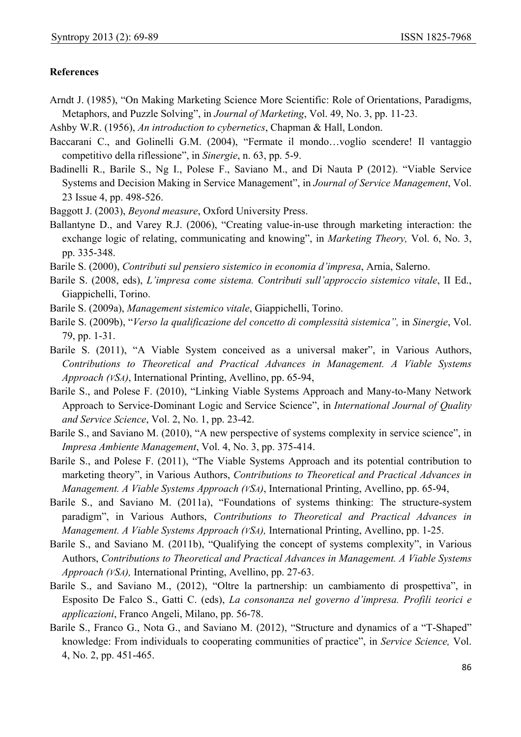## References

Arndt J. (1985), "On Making Marketing Science More Scientific: Role of Orientations, Paradigms, Metaphors, and Puzzle Solving", in *Journal of Marketing*, Vol. 49, No. 3, pp. 11-23.

Ashby W.R. (1956), *An introduction to cybernetics*, Chapman & Hall, London.

Baccarani C., and Golinelli G.M. (2004), "Fermate il mondo…voglio scendere! Il vantaggio competitivo della riflessione", in *Sinergie*, n. 63, pp. 5-9.

Badinelli R., Barile S., Ng I., Polese F., Saviano M., and Di Nauta P (2012). "Viable Service Systems and Decision Making in Service Management", in *Journal of Service Management*, Vol. 23 Issue 4, pp. 498-526.

Baggott J. (2003), *Beyond measure*, Oxford University Press.

Ballantyne D., and Varey R.J. (2006), "Creating value-in-use through marketing interaction: the exchange logic of relating, communicating and knowing", in *Marketing Theory,* Vol. 6, No. 3, pp. 335-348.

Barile S. (2000), *Contributi sul pensiero sistemico in economia d'impresa*, Arnia, Salerno.

Barile S. (2008, eds), *L'impresa come sistema. Contributi sull'approccio sistemico vitale*, II Ed., Giappichelli, Torino.

Barile S. (2009a), *Management sistemico vitale*, Giappichelli, Torino.

Barile S. (2009b), "*Verso la qualificazione del concetto di complessità sistemica",* in *Sinergie*, Vol. 79, pp. 1-31.

Barile S. (2011), "A Viable System conceived as a universal maker", in Various Authors, *Contributions to Theoretical and Practical Advances in Management. A Viable Systems Approach (VSA)*, International Printing, Avellino, pp. 65-94,

Barile S., and Polese F. (2010), "Linking Viable Systems Approach and Many-to-Many Network Approach to Service-Dominant Logic and Service Science", in *International Journal of Quality and Service Science*, Vol. 2, No. 1, pp. 23-42.

Barile S., and Saviano M. (2010), "A new perspective of systems complexity in service science", in *Impresa Ambiente Management*, Vol. 4, No. 3, pp. 375-414.

Barile S., and Polese F. (2011), "The Viable Systems Approach and its potential contribution to marketing theory", in Various Authors, *Contributions to Theoretical and Practical Advances in Management. A Viable Systems Approach (VSA)*, International Printing, Avellino, pp. 65-94,

Barile S., and Saviano M. (2011a), "Foundations of systems thinking: The structure-system paradigm", in Various Authors, *Contributions to Theoretical and Practical Advances in Management. A Viable Systems Approach (VSA),* International Printing, Avellino, pp. 1-25.

Barile S., and Saviano M. (2011b), "Qualifying the concept of systems complexity", in Various Authors, *Contributions to Theoretical and Practical Advances in Management. A Viable Systems Approach (VSA),* International Printing, Avellino, pp. 27-63.

Barile S., and Saviano M., (2012), "Oltre la partnership: un cambiamento di prospettiva", in Esposito De Falco S., Gatti C. (eds), *La consonanza nel governo d'impresa. Profili teorici e applicazioni*, Franco Angeli, Milano, pp. 56-78.

Barile S., Franco G., Nota G., and Saviano M. (2012), "Structure and dynamics of a "T-Shaped" knowledge: From individuals to cooperating communities of practice", in *Service Science,* Vol. 4, No. 2, pp. 451-465.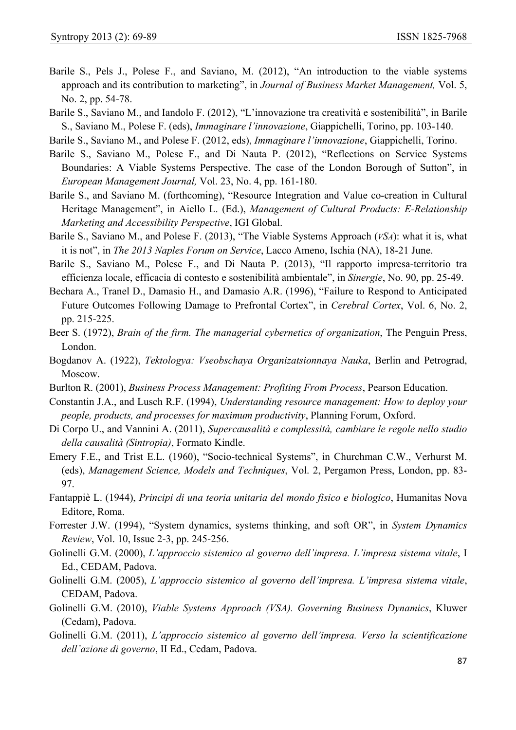Barile S., Pels J., Polese F., and Saviano, M. (2012), "An introduction to the viable systems approach and its contribution to marketing", in *Journal of Business Market Management,* Vol. 5, No. 2, pp. 54-78.

Barile S., Saviano M., and Iandolo F. (2012), "L'innovazione tra creatività e sostenibilità", in Barile S., Saviano M., Polese F. (eds), *Immaginare l'innovazione*, Giappichelli, Torino, pp. 103-140.

Barile S., Saviano M., and Polese F. (2012, eds), *Immaginare l'innovazione*, Giappichelli, Torino.

Barile S., Saviano M., Polese F., and Di Nauta P. (2012), "Reflections on Service Systems Boundaries: A Viable Systems Perspective. The case of the London Borough of Sutton", in *European Management Journal,* Vol. 23, No. 4, pp. 161-180.

Barile S., and Saviano M. (forthcoming), "Resource Integration and Value co-creation in Cultural Heritage Management", in Aiello L. (Ed.), *Management of Cultural Products: E-Relationship Marketing and Accessibility Perspective*, IGI Global.

Barile S., Saviano M., and Polese F. (2013), "The Viable Systems Approach (*VSA*): what it is, what it is not", in *The 2013 Naples Forum on Service*, Lacco Ameno, Ischia (NA), 18-21 June.

Barile S., Saviano M., Polese F., and Di Nauta P. (2013), "Il rapporto impresa-territorio tra efficienza locale, efficacia di contesto e sostenibilità ambientale", in *Sinergie*, No. 90, pp. 25-49.

Bechara A., Tranel D., Damasio H., and Damasio A.R. (1996), "Failure to Respond to Anticipated Future Outcomes Following Damage to Prefrontal Cortex", in *Cerebral Cortex*, Vol. 6, No. 2, pp. 215-225.

Beer S. (1972), *Brain of the firm. The managerial cybernetics of organization*, The Penguin Press, London.

Bogdanov A. (1922), *Tektologya: Vseobschaya Organizatsionnaya Nauka*, Berlin and Petrograd, Moscow.

Burlton R. (2001), *Business Process Management: Profiting From Process*, Pearson Education.

Constantin J.A., and Lusch R.F. (1994), *Understanding resource management: How to deploy your people, products, and processes for maximum productivity*, Planning Forum, Oxford.

Di Corpo U., and Vannini A. (2011), *Supercausalità e complessità, cambiare le regole nello studio della causalità (Sintropia)*, Formato Kindle.

Emery F.E., and Trist E.L. (1960), "Socio-technical Systems", in Churchman C.W., Verhurst M. (eds), *Management Science, Models and Techniques*, Vol. 2, Pergamon Press, London, pp. 83-97.

Fantappiè L. (1944), *Principi di una teoria unitaria del mondo fisico e biologico*, Humanitas Nova Editore, Roma.

Forrester J.W. (1994), "System dynamics, systems thinking, and soft OR", in *System Dynamics Review*, Vol. 10, Issue 2-3, pp. 245-256.

Golinelli G.M. (2000), *L'approccio sistemico al governo dell'impresa. L'impresa sistema vitale*, I Ed., CEDAM, Padova.

Golinelli G.M. (2005), *L'approccio sistemico al governo dell'impresa. L'impresa sistema vitale*, CEDAM, Padova.

Golinelli G.M. (2010), *Viable Systems Approach (VSA). Governing Business Dynamics*, Kluwer (Cedam), Padova.

Golinelli G.M. (2011), *L'approccio sistemico al governo dell'impresa. Verso la scientificazione dell'azione di governo*, II Ed., Cedam, Padova.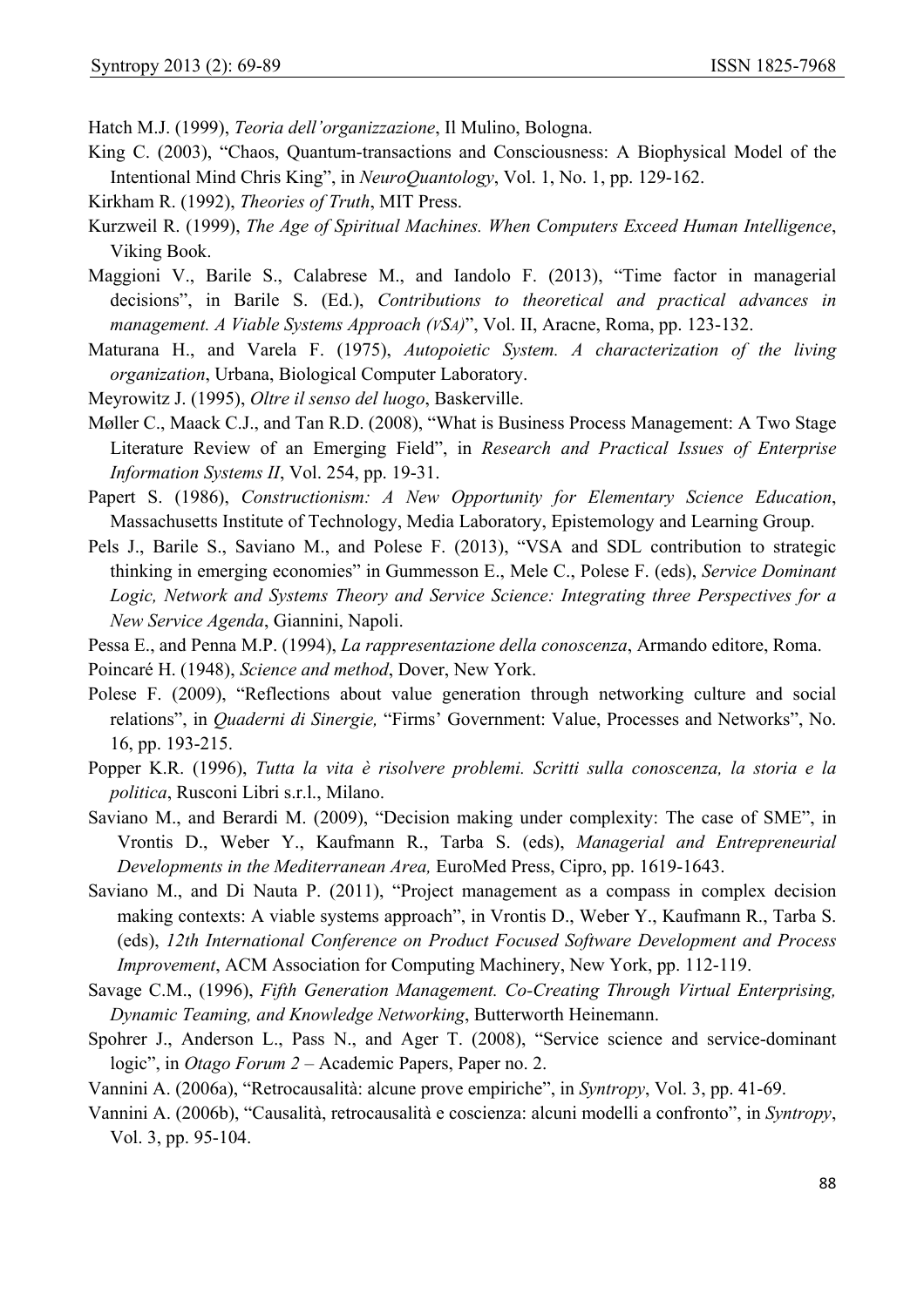Hatch M.J. (1999), *Teoria dell'organizzazione*, Il Mulino, Bologna.

King C. (2003), "Chaos, Quantum-transactions and Consciousness: A Biophysical Model of the Intentional Mind Chris King", in *NeuroQuantology*, Vol. 1, No. 1, pp. 129-162.

Kirkham R. (1992), *Theories of Truth*, MIT Press.

Kurzweil R. (1999), *The Age of Spiritual Machines. When Computers Exceed Human Intelligence*, Viking Book.

Maggioni V., Barile S., Calabrese M., and Iandolo F. (2013), "Time factor in managerial decisions", in Barile S. (Ed.), *Contributions to theoretical and practical advances in management. A Viable Systems Approach (VSA)*", Vol. II, Aracne, Roma, pp. 123-132.

Maturana H., and Varela F. (1975), *Autopoietic System. A characterization of the living organization*, Urbana, Biological Computer Laboratory.

Meyrowitz J. (1995), *Oltre il senso del luogo*, Baskerville.

Møller C., Maack C.J., and Tan R.D. (2008), "What is Business Process Management: A Two Stage Literature Review of an Emerging Field", in *Research and Practical Issues of Enterprise Information Systems II*, Vol. 254, pp. 19-31.

Papert S. (1986), *Constructionism: A New Opportunity for Elementary Science Education*, Massachusetts Institute of Technology, Media Laboratory, Epistemology and Learning Group.

Pels J., Barile S., Saviano M., and Polese F. (2013), "VSA and SDL contribution to strategic thinking in emerging economies" in Gummesson E., Mele C., Polese F. (eds), *Service Dominant Logic, Network and Systems Theory and Service Science: Integrating three Perspectives for a New Service Agenda*, Giannini, Napoli.

Pessa E., and Penna M.P. (1994), *La rappresentazione della conoscenza*, Armando editore, Roma.

Poincaré H. (1948), *Science and method*, Dover, New York.

Polese F. (2009), "Reflections about value generation through networking culture and social relations", in *Quaderni di Sinergie,* "Firms' Government: Value, Processes and Networks", No. 16, pp. 193-215.

Popper K.R. (1996), *Tutta la vita è risolvere problemi. Scritti sulla conoscenza, la storia e la politica*, Rusconi Libri s.r.l., Milano.

Saviano M., and Berardi M. (2009), "Decision making under complexity: The case of SME", in Vrontis D., Weber Y., Kaufmann R., Tarba S. (eds), *Managerial and Entrepreneurial Developments in the Mediterranean Area,* EuroMed Press, Cipro, pp. 1619-1643.

Saviano M., and Di Nauta P. (2011), "Project management as a compass in complex decision making contexts: A viable systems approach", in Vrontis D., Weber Y., Kaufmann R., Tarba S. (eds), *12th International Conference on Product Focused Software Development and Process Improvement*, ACM Association for Computing Machinery, New York, pp. 112-119.

Savage C.M., (1996), *Fifth Generation Management. Co-Creating Through Virtual Enterprising, Dynamic Teaming, and Knowledge Networking*, Butterworth Heinemann.

Spohrer J., Anderson L., Pass N., and Ager T. (2008), "Service science and service-dominant logic", in *Otago Forum 2* – Academic Papers, Paper no. 2.

Vannini A. (2006a), "Retrocausalità: alcune prove empiriche", in *Syntropy*, Vol. 3, pp. 41-69.

Vannini A. (2006b), "Causalità, retrocausalità e coscienza: alcuni modelli a confronto", in *Syntropy*, Vol. 3, pp. 95-104.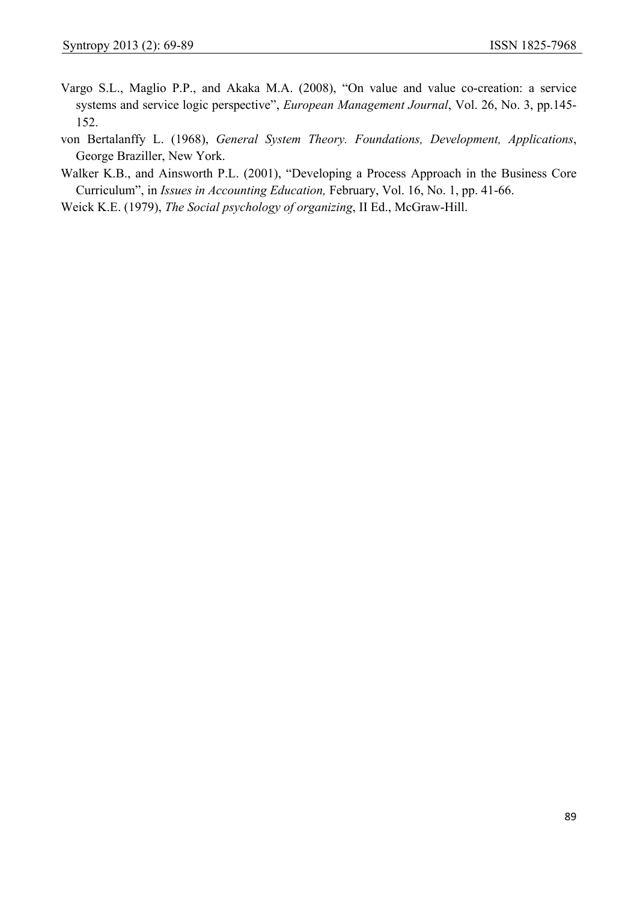Vargo S.L., Maglio P.P., and Akaka M.A. (2008), "On value and value co-creation: a service systems and service logic perspective", *European Management Journal*, Vol. 26, No. 3, pp.145-152.

von Bertalanffy L. (1968), *General System Theory. Foundations, Development, Applications*, George Braziller, New York.

Walker K.B., and Ainsworth P.L. (2001), "Developing a Process Approach in the Business Core Curriculum", in *Issues in Accounting Education,* February, Vol. 16, No. 1, pp. 41-66.

Weick K.E. (1979), *The Social psychology of organizing*, II Ed., McGraw-Hill.